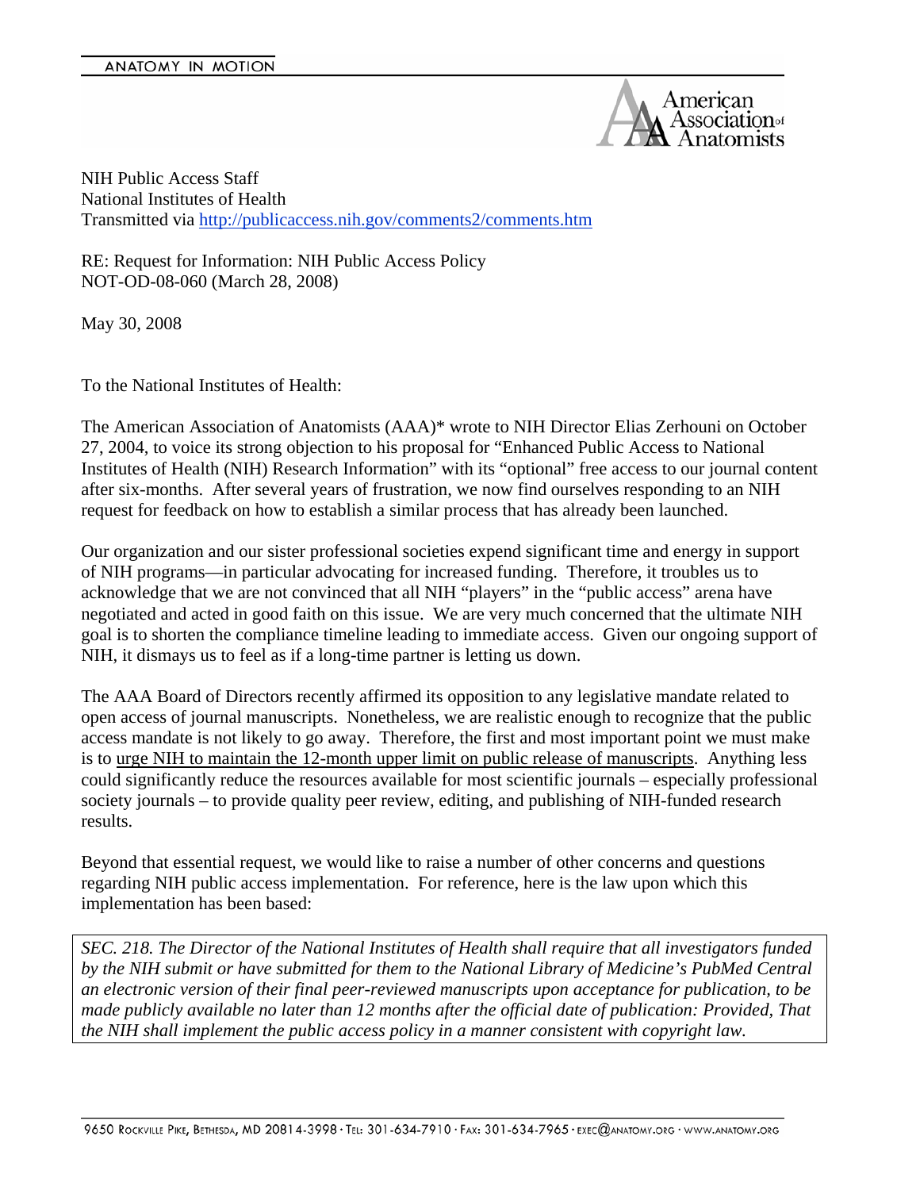NIH Public Access Staff
National Institutes of Health
Transmitted via http://publicaccess.nih.gov/comments2/comments.htm

RE: Request for Information: NIH Public Access Policy
NOT-OD-08-060 (March 28, 2008)

May 30, 2008

To the National Institutes of Health:

The American Association of Anatomists (AAA)* wrote to NIH Director Elias Zerhouni on October 27, 2004, to voice its strong objection to his proposal for "Enhanced Public Access to National Institutes of Health (NIH) Research Information" with its "optional" free access to our journal content after six-months. After several years of frustration, we now find ourselves responding to an NIH request for feedback on how to establish a similar process that has already been launched.

Our organization and our sister professional societies expend significant time and energy in support of NIH programs—in particular advocating for increased funding. Therefore, it troubles us to acknowledge that we are not convinced that all NIH "players" in the "public access" arena have negotiated and acted in good faith on this issue. We are very much concerned that the ultimate NIH goal is to shorten the compliance timeline leading to immediate access. Given our ongoing support of NIH, it dismays us to feel as if a long-time partner is letting us down.

The AAA Board of Directors recently affirmed its opposition to any legislative mandate related to open access of journal manuscripts. Nonetheless, we are realistic enough to recognize that the public access mandate is not likely to go away. Therefore, the first and most important point we must make is to <u>urge NIH to maintain the 12-month upper limit on public release of manuscripts</u>. Anything less could significantly reduce the resources available for most scientific journals – especially professional society journals – to provide quality peer review, editing, and publishing of NIH-funded research results.

Beyond that essential request, we would like to raise a number of other concerns and questions regarding NIH public access implementation. For reference, here is the law upon which this implementation has been based:

> *SEC. 218. The Director of the National Institutes of Health shall require that all investigators funded by the NIH submit or have submitted for them to the National Library of Medicine's PubMed Central an electronic version of their final peer-reviewed manuscripts upon acceptance for publication, to be made publicly available no later than 12 months after the official date of publication: Provided, That the NIH shall implement the public access policy in a manner consistent with copyright law.*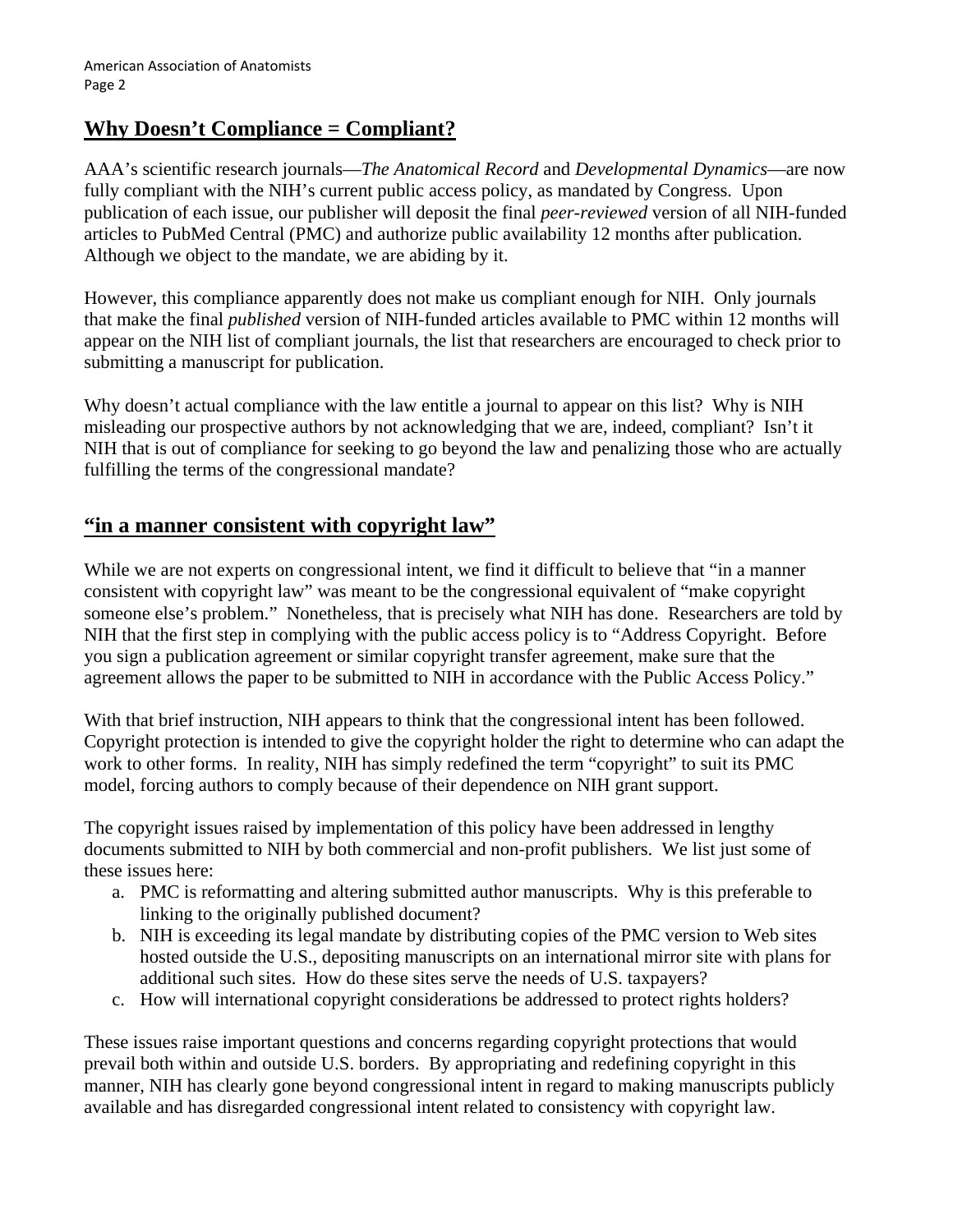## **Why Doesn't Compliance = Compliant?**

AAA's scientific research journals—*The Anatomical Record* and *Developmental Dynamics*—are now fully compliant with the NIH's current public access policy, as mandated by Congress. Upon publication of each issue, our publisher will deposit the final *peer-reviewed* version of all NIH-funded articles to PubMed Central (PMC) and authorize public availability 12 months after publication. Although we object to the mandate, we are abiding by it.

However, this compliance apparently does not make us compliant enough for NIH. Only journals that make the final *published* version of NIH-funded articles available to PMC within 12 months will appear on the NIH list of compliant journals, the list that researchers are encouraged to check prior to submitting a manuscript for publication.

Why doesn't actual compliance with the law entitle a journal to appear on this list? Why is NIH misleading our prospective authors by not acknowledging that we are, indeed, compliant? Isn't it NIH that is out of compliance for seeking to go beyond the law and penalizing those who are actually fulfilling the terms of the congressional mandate?

## **"in a manner consistent with copyright law"**

While we are not experts on congressional intent, we find it difficult to believe that "in a manner consistent with copyright law" was meant to be the congressional equivalent of "make copyright someone else's problem." Nonetheless, that is precisely what NIH has done. Researchers are told by NIH that the first step in complying with the public access policy is to "Address Copyright. Before you sign a publication agreement or similar copyright transfer agreement, make sure that the agreement allows the paper to be submitted to NIH in accordance with the Public Access Policy."

With that brief instruction, NIH appears to think that the congressional intent has been followed. Copyright protection is intended to give the copyright holder the right to determine who can adapt the work to other forms. In reality, NIH has simply redefined the term "copyright" to suit its PMC model, forcing authors to comply because of their dependence on NIH grant support.

The copyright issues raised by implementation of this policy have been addressed in lengthy documents submitted to NIH by both commercial and non-profit publishers. We list just some of these issues here:

a. PMC is reformatting and altering submitted author manuscripts. Why is this preferable to linking to the originally published document?
b. NIH is exceeding its legal mandate by distributing copies of the PMC version to Web sites hosted outside the U.S., depositing manuscripts on an international mirror site with plans for additional such sites. How do these sites serve the needs of U.S. taxpayers?
c. How will international copyright considerations be addressed to protect rights holders?

These issues raise important questions and concerns regarding copyright protections that would prevail both within and outside U.S. borders. By appropriating and redefining copyright in this manner, NIH has clearly gone beyond congressional intent in regard to making manuscripts publicly available and has disregarded congressional intent related to consistency with copyright law.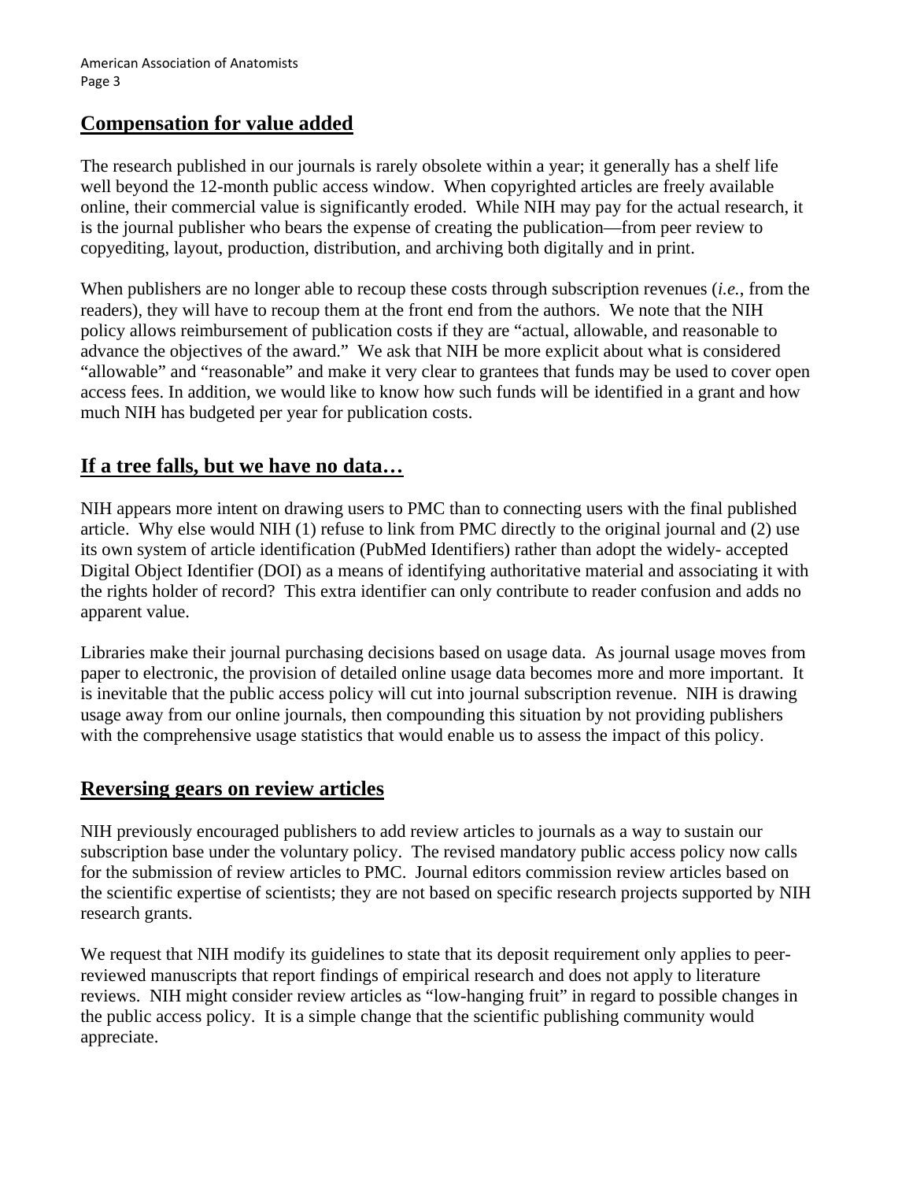## Compensation for value added

The research published in our journals is rarely obsolete within a year; it generally has a shelf life well beyond the 12-month public access window. When copyrighted articles are freely available online, their commercial value is significantly eroded. While NIH may pay for the actual research, it is the journal publisher who bears the expense of creating the publication—from peer review to copyediting, layout, production, distribution, and archiving both digitally and in print.

When publishers are no longer able to recoup these costs through subscription revenues (*i.e.*, from the readers), they will have to recoup them at the front end from the authors. We note that the NIH policy allows reimbursement of publication costs if they are "actual, allowable, and reasonable to advance the objectives of the award." We ask that NIH be more explicit about what is considered "allowable" and "reasonable" and make it very clear to grantees that funds may be used to cover open access fees. In addition, we would like to know how such funds will be identified in a grant and how much NIH has budgeted per year for publication costs.

## If a tree falls, but we have no data…

NIH appears more intent on drawing users to PMC than to connecting users with the final published article. Why else would NIH (1) refuse to link from PMC directly to the original journal and (2) use its own system of article identification (PubMed Identifiers) rather than adopt the widely- accepted Digital Object Identifier (DOI) as a means of identifying authoritative material and associating it with the rights holder of record? This extra identifier can only contribute to reader confusion and adds no apparent value.

Libraries make their journal purchasing decisions based on usage data. As journal usage moves from paper to electronic, the provision of detailed online usage data becomes more and more important. It is inevitable that the public access policy will cut into journal subscription revenue. NIH is drawing usage away from our online journals, then compounding this situation by not providing publishers with the comprehensive usage statistics that would enable us to assess the impact of this policy.

## Reversing gears on review articles

NIH previously encouraged publishers to add review articles to journals as a way to sustain our subscription base under the voluntary policy. The revised mandatory public access policy now calls for the submission of review articles to PMC. Journal editors commission review articles based on the scientific expertise of scientists; they are not based on specific research projects supported by NIH research grants.

We request that NIH modify its guidelines to state that its deposit requirement only applies to peer-reviewed manuscripts that report findings of empirical research and does not apply to literature reviews. NIH might consider review articles as "low-hanging fruit" in regard to possible changes in the public access policy. It is a simple change that the scientific publishing community would appreciate.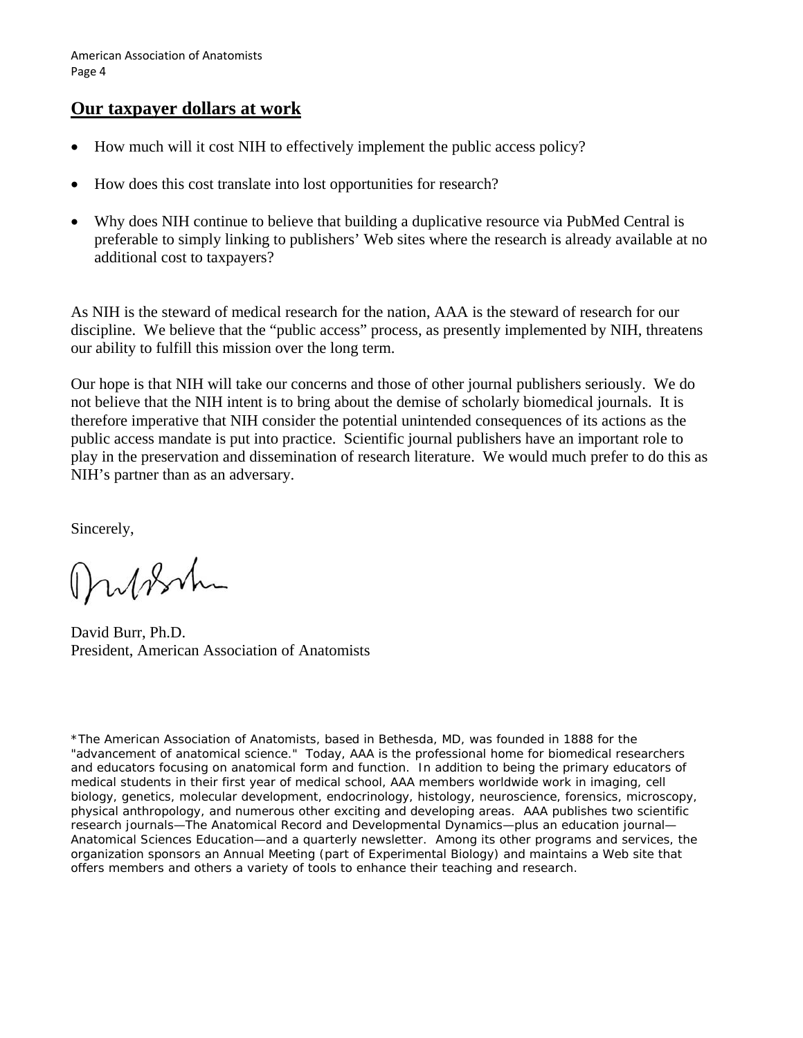## Our taxpayer dollars at work

- How much will it cost NIH to effectively implement the public access policy?
- How does this cost translate into lost opportunities for research?
- Why does NIH continue to believe that building a duplicative resource via PubMed Central is preferable to simply linking to publishers' Web sites where the research is already available at no additional cost to taxpayers?

As NIH is the steward of medical research for the nation, AAA is the steward of research for our discipline. We believe that the "public access" process, as presently implemented by NIH, threatens our ability to fulfill this mission over the long term.

Our hope is that NIH will take our concerns and those of other journal publishers seriously. We do not believe that the NIH intent is to bring about the demise of scholarly biomedical journals. It is therefore imperative that NIH consider the potential unintended consequences of its actions as the public access mandate is put into practice. Scientific journal publishers have an important role to play in the preservation and dissemination of research literature. We would much prefer to do this as NIH's partner than as an adversary.

Sincerely,

David Burr, Ph.D.
President, American Association of Anatomists

*The American Association of Anatomists, based in Bethesda, MD, was founded in 1888 for the "advancement of anatomical science." Today, AAA is the professional home for biomedical researchers and educators focusing on anatomical form and function. In addition to being the primary educators of medical students in their first year of medical school, AAA members worldwide work in imaging, cell biology, genetics, molecular development, endocrinology, histology, neuroscience, forensics, microscopy, physical anthropology, and numerous other exciting and developing areas. AAA publishes two scientific research journals—The Anatomical Record and Developmental Dynamics—plus an education journal—Anatomical Sciences Education—and a quarterly newsletter. Among its other programs and services, the organization sponsors an Annual Meeting (part of Experimental Biology) and maintains a Web site that offers members and others a variety of tools to enhance their teaching and research.